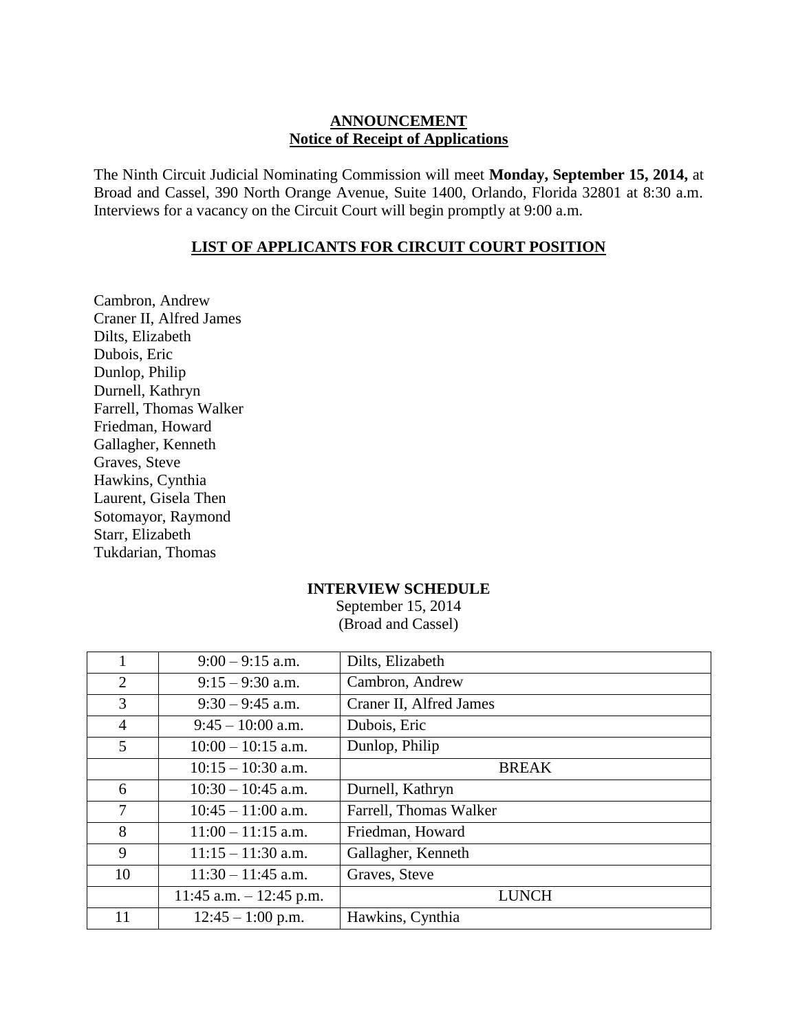**ANNOUNCEMENT**
**Notice of Receipt of Applications**

The Ninth Circuit Judicial Nominating Commission will meet **Monday, September 15, 2014,** at Broad and Cassel, 390 North Orange Avenue, Suite 1400, Orlando, Florida 32801 at 8:30 a.m. Interviews for a vacancy on the Circuit Court will begin promptly at 9:00 a.m.

## LIST OF APPLICANTS FOR CIRCUIT COURT POSITION

Cambron, Andrew
Craner II, Alfred James
Dilts, Elizabeth
Dubois, Eric
Dunlop, Philip
Durnell, Kathryn
Farrell, Thomas Walker
Friedman, Howard
Gallagher, Kenneth
Graves, Steve
Hawkins, Cynthia
Laurent, Gisela Then
Sotomayor, Raymond
Starr, Elizabeth
Tukdarian, Thomas

**INTERVIEW SCHEDULE**
September 15, 2014
(Broad and Cassel)

| | | |
|---|---|---|
| 1 | 9:00 – 9:15 a.m. | Dilts, Elizabeth |
| 2 | 9:15 – 9:30 a.m. | Cambron, Andrew |
| 3 | 9:30 – 9:45 a.m. | Craner II, Alfred James |
| 4 | 9:45 – 10:00 a.m. | Dubois, Eric |
| 5 | 10:00 – 10:15 a.m. | Dunlop, Philip |
| | 10:15 – 10:30 a.m. | BREAK |
| 6 | 10:30 – 10:45 a.m. | Durnell, Kathryn |
| 7 | 10:45 – 11:00 a.m. | Farrell, Thomas Walker |
| 8 | 11:00 – 11:15 a.m. | Friedman, Howard |
| 9 | 11:15 – 11:30 a.m. | Gallagher, Kenneth |
| 10 | 11:30 – 11:45 a.m. | Graves, Steve |
| | 11:45 a.m. – 12:45 p.m. | LUNCH |
| 11 | 12:45 – 1:00 p.m. | Hawkins, Cynthia |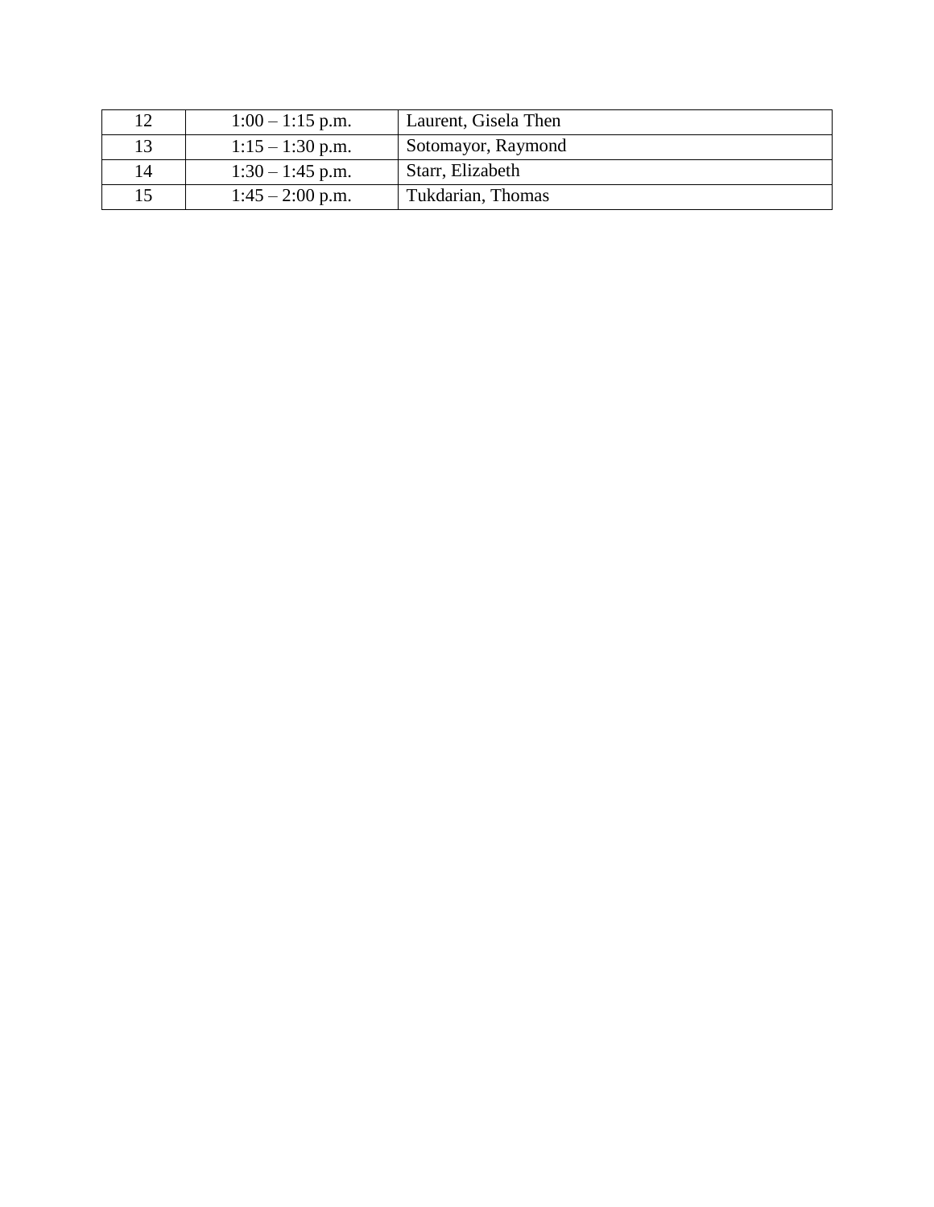| | | |
|---|---|---|
| 12 | 1:00 – 1:15 p.m. | Laurent, Gisela Then |
| 13 | 1:15 – 1:30 p.m. | Sotomayor, Raymond |
| 14 | 1:30 – 1:45 p.m. | Starr, Elizabeth |
| 15 | 1:45 – 2:00 p.m. | Tukdarian, Thomas |